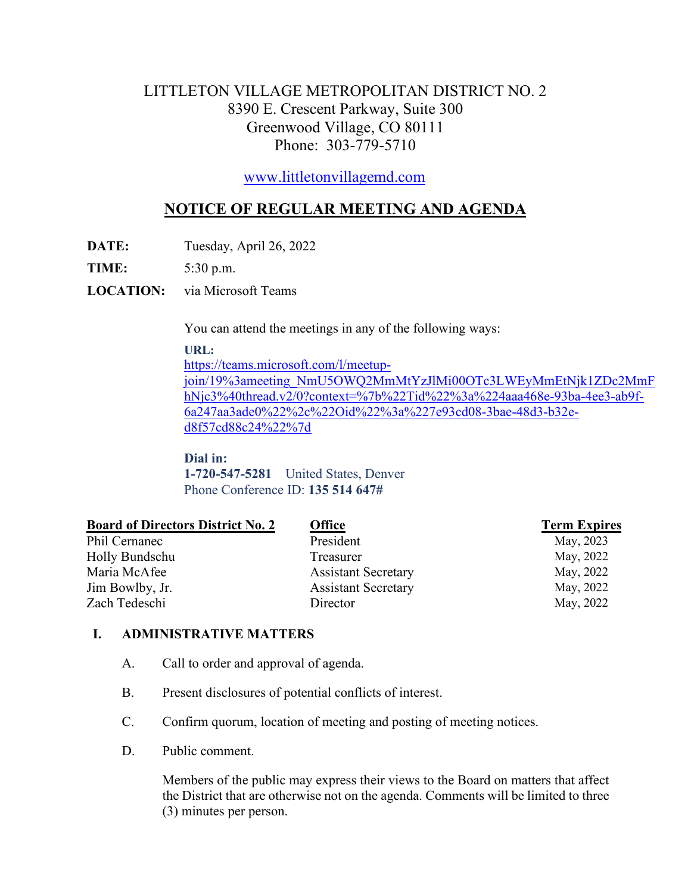# LITTLETON VILLAGE METROPOLITAN DISTRICT NO. 2

8390 E. Crescent Parkway, Suite 300
Greenwood Village, CO 80111
Phone: 303-779-5710

www.littletonvillagemd.com

## NOTICE OF REGULAR MEETING AND AGENDA

**DATE:** Tuesday, April 26, 2022

**TIME:** 5:30 p.m.

**LOCATION:** via Microsoft Teams

You can attend the meetings in any of the following ways:

**URL:**
https://teams.microsoft.com/l/meetup-join/19%3ameeting_NmU5OWQ2MmMtYzJlMi00OTc3LWEyMmEtNjk1ZDc2MmFhNjc3%40thread.v2/0?context=%7b%22Tid%22%3a%224aaa468e-93ba-4ee3-ab9f-6a247aa3ade0%22%2c%22Oid%22%3a%227e93cd08-3bae-48d3-b32e-d8f57cd88c24%22%7d

**Dial in:**
**1-720-547-5281** United States, Denver
Phone Conference ID: **135 514 647#**

| Board of Directors District No. 2 | Office | Term Expires |
|---|---|---|
| Phil Cernanec | President | May, 2023 |
| Holly Bundschu | Treasurer | May, 2022 |
| Maria McAfee | Assistant Secretary | May, 2022 |
| Jim Bowlby, Jr. | Assistant Secretary | May, 2022 |
| Zach Tedeschi | Director | May, 2022 |

**I. ADMINISTRATIVE MATTERS**

A. Call to order and approval of agenda.

B. Present disclosures of potential conflicts of interest.

C. Confirm quorum, location of meeting and posting of meeting notices.

D. Public comment.

Members of the public may express their views to the Board on matters that affect the District that are otherwise not on the agenda. Comments will be limited to three (3) minutes per person.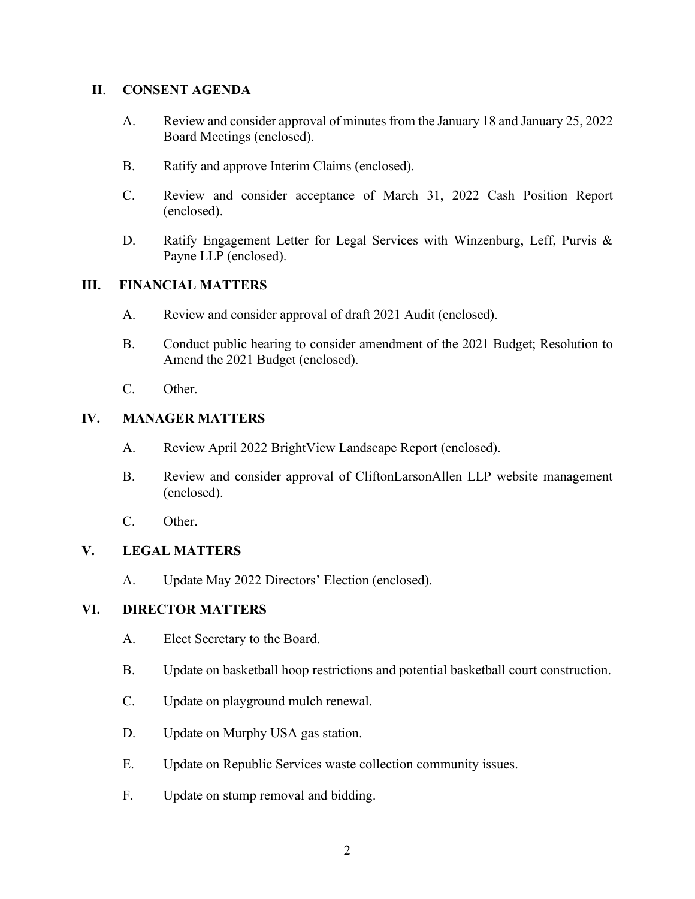## II. CONSENT AGENDA

A. Review and consider approval of minutes from the January 18 and January 25, 2022 Board Meetings (enclosed).

B. Ratify and approve Interim Claims (enclosed).

C. Review and consider acceptance of March 31, 2022 Cash Position Report (enclosed).

D. Ratify Engagement Letter for Legal Services with Winzenburg, Leff, Purvis & Payne LLP (enclosed).

## III. FINANCIAL MATTERS

A. Review and consider approval of draft 2021 Audit (enclosed).

B. Conduct public hearing to consider amendment of the 2021 Budget; Resolution to Amend the 2021 Budget (enclosed).

C. Other.

## IV. MANAGER MATTERS

A. Review April 2022 BrightView Landscape Report (enclosed).

B. Review and consider approval of CliftonLarsonAllen LLP website management (enclosed).

C. Other.

## V. LEGAL MATTERS

A. Update May 2022 Directors' Election (enclosed).

## VI. DIRECTOR MATTERS

A. Elect Secretary to the Board.

B. Update on basketball hoop restrictions and potential basketball court construction.

C. Update on playground mulch renewal.

D. Update on Murphy USA gas station.

E. Update on Republic Services waste collection community issues.

F. Update on stump removal and bidding.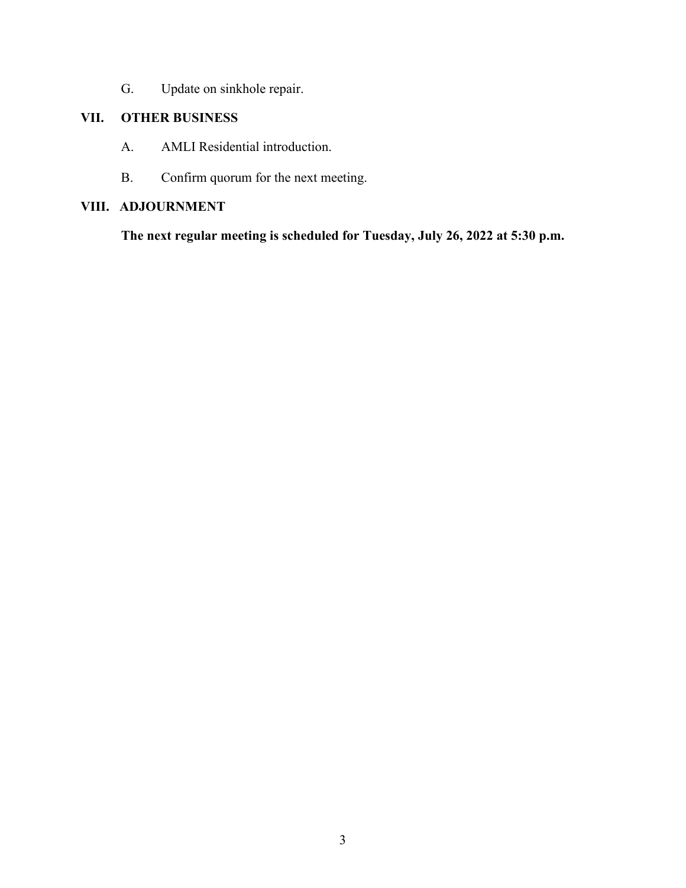G. Update on sinkhole repair.

## VII. OTHER BUSINESS

A. AMLI Residential introduction.

B. Confirm quorum for the next meeting.

## VIII. ADJOURNMENT

**The next regular meeting is scheduled for Tuesday, July 26, 2022 at 5:30 p.m.**